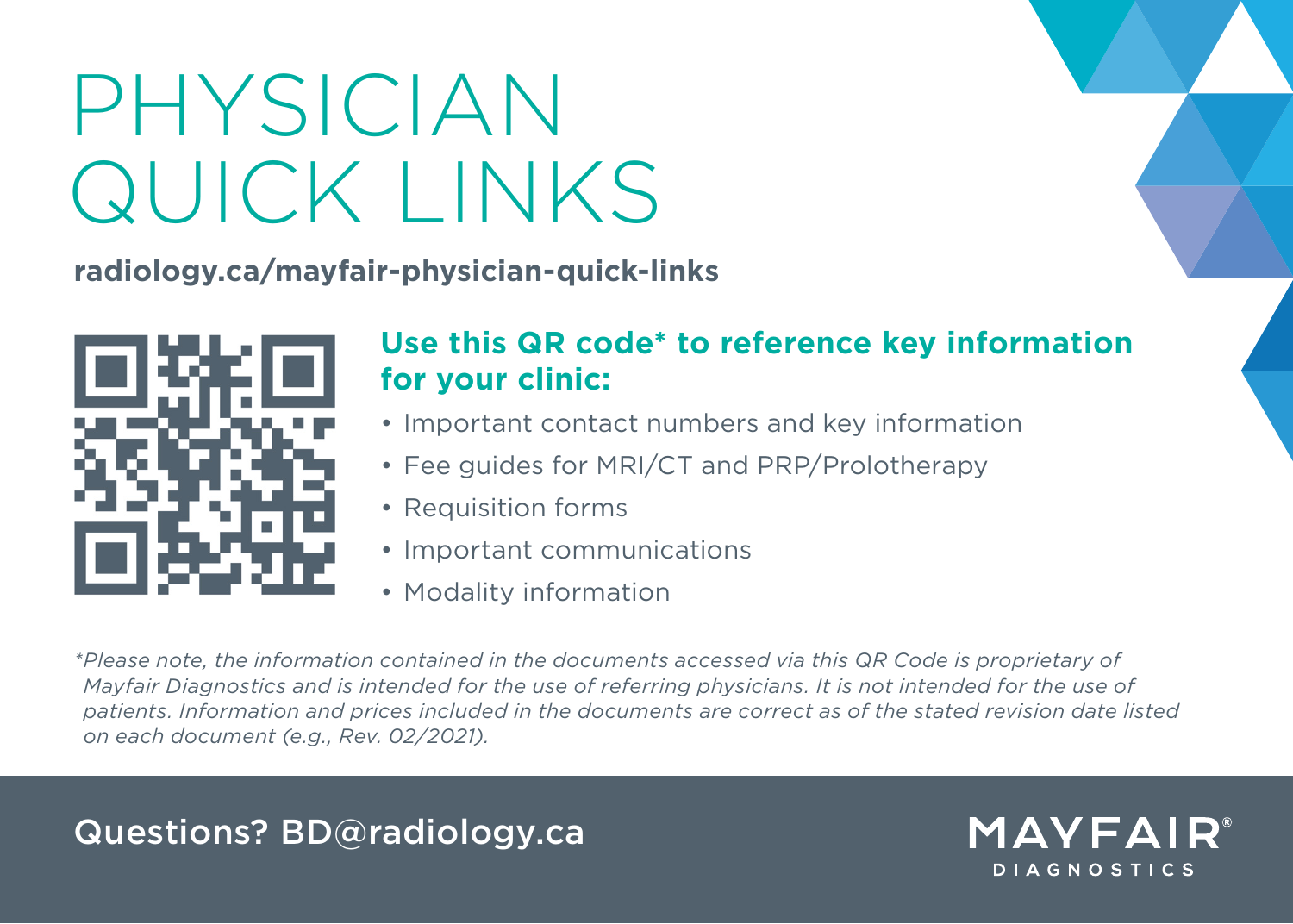# PHYSICIAN QUICK LINKS

**radiology.ca/mayfair-physician-quick-links**

## Use this QR code* to reference key information for your clinic:

- Important contact numbers and key information
- Fee guides for MRI/CT and PRP/Prolotherapy
- Requisition forms
- Important communications
- Modality information

*\*Please note, the information contained in the documents accessed via this QR Code is proprietary of Mayfair Diagnostics and is intended for the use of referring physicians. It is not intended for the use of patients. Information and prices included in the documents are correct as of the stated revision date listed on each document (e.g., Rev. 02/2021).*

Questions? BD@radiology.ca

MAYFAIR® DIAGNOSTICS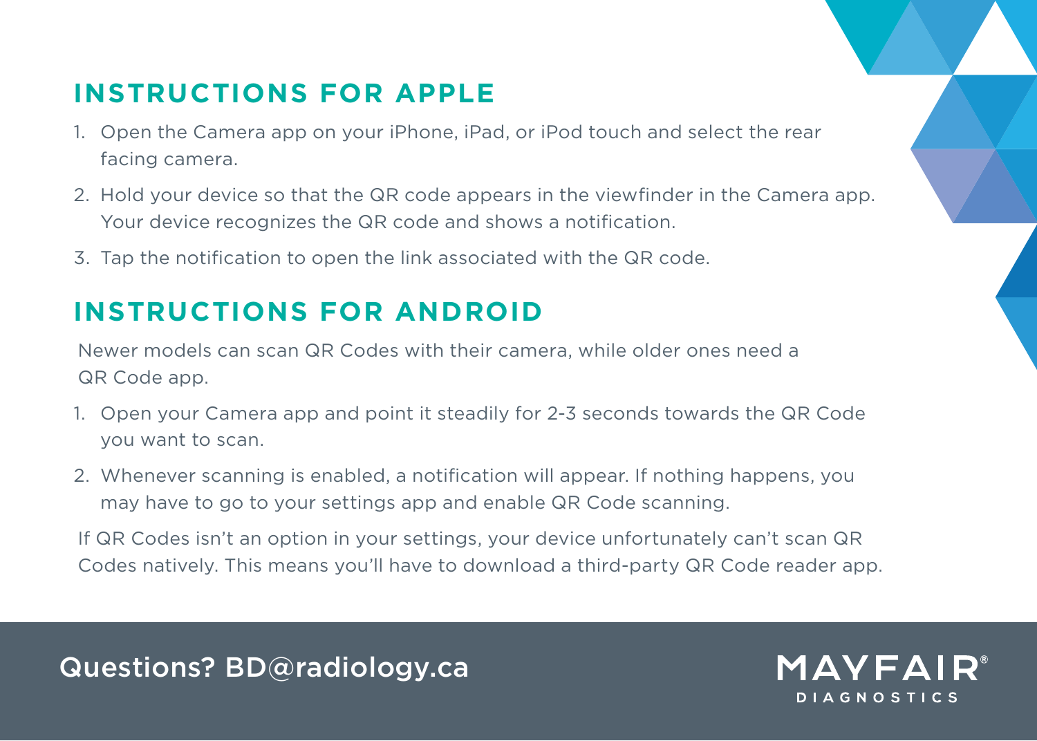## INSTRUCTIONS FOR APPLE

1. Open the Camera app on your iPhone, iPad, or iPod touch and select the rear facing camera.
2. Hold your device so that the QR code appears in the viewfinder in the Camera app. Your device recognizes the QR code and shows a notification.
3. Tap the notification to open the link associated with the QR code.

## INSTRUCTIONS FOR ANDROID

Newer models can scan QR Codes with their camera, while older ones need a QR Code app.

1. Open your Camera app and point it steadily for 2-3 seconds towards the QR Code you want to scan.
2. Whenever scanning is enabled, a notification will appear. If nothing happens, you may have to go to your settings app and enable QR Code scanning.

If QR Codes isn't an option in your settings, your device unfortunately can't scan QR Codes natively. This means you'll have to download a third-party QR Code reader app.

**Questions? BD@radiology.ca**

MAYFAIR® DIAGNOSTICS